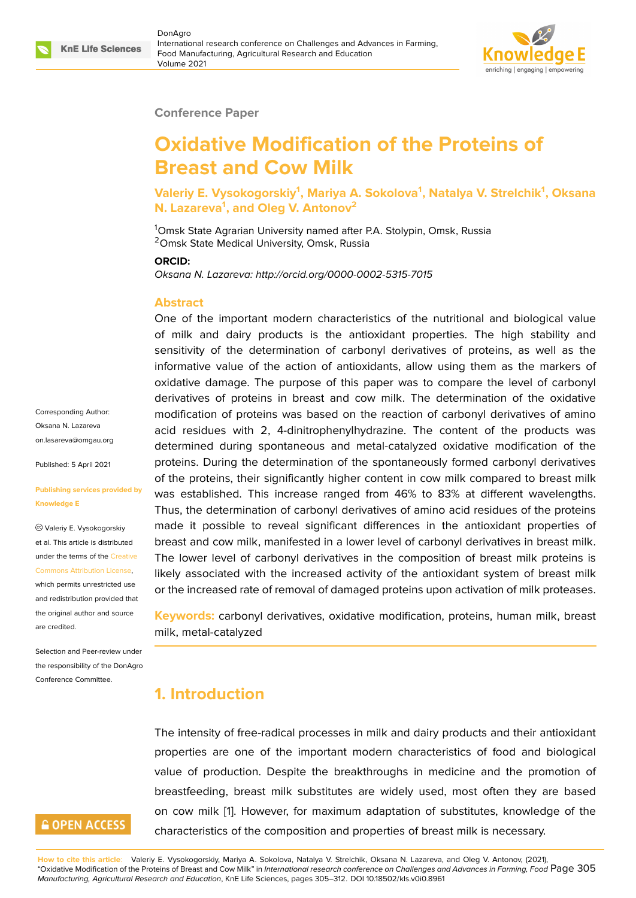Conference Paper

# Oxidative Modification of the Proteins of Breast and Cow Milk

**Valeriy E. Vysokogorskiy[1], Mariya A. Sokolova[1], Natalya V. Strelchik[1], Oksana N. Lazareva[1], and Oleg V. Antonov[2]**

[1]Omsk State Agrarian University named after P.A. Stolypin, Omsk, Russia
[2]Omsk State Medical University, Omsk, Russia

**ORCID:**
*Oksana N. Lazareva: http://orcid.org/0000-0002-5315-7015*

Corresponding Author: Oksana N. Lazareva on.lasareva@omgau.org

Published: 5 April 2021

Publishing services provided by Knowledge E

© Valeriy E. Vysokogorskiy et al. This article is distributed under the terms of the Creative Commons Attribution License, which permits unrestricted use and redistribution provided that the original author and source are credited.

Selection and Peer-review under the responsibility of the DonAgro Conference Committee.

## Abstract

One of the important modern characteristics of the nutritional and biological value of milk and dairy products is the antioxidant properties. The high stability and sensitivity of the determination of carbonyl derivatives of proteins, as well as the informative value of the action of antioxidants, allow using them as the markers of oxidative damage. The purpose of this paper was to compare the level of carbonyl derivatives of proteins in breast and cow milk. The determination of the oxidative modification of proteins was based on the reaction of carbonyl derivatives of amino acid residues with 2, 4-dinitrophenylhydrazine. The content of the products was determined during spontaneous and metal-catalyzed oxidative modification of the proteins. During the determination of the spontaneously formed carbonyl derivatives of the proteins, their significantly higher content in cow milk compared to breast milk was established. This increase ranged from 46% to 83% at different wavelengths. Thus, the determination of carbonyl derivatives of amino acid residues of the proteins made it possible to reveal significant differences in the antioxidant properties of breast and cow milk, manifested in a lower level of carbonyl derivatives in breast milk. The lower level of carbonyl derivatives in the composition of breast milk proteins is likely associated with the increased activity of the antioxidant system of breast milk or the increased rate of removal of damaged proteins upon activation of milk proteases.

**Keywords:** carbonyl derivatives, oxidative modification, proteins, human milk, breast milk, metal-catalyzed

## 1. Introduction

The intensity of free-radical processes in milk and dairy products and their antioxidant properties are one of the important modern characteristics of food and biological value of production. Despite the breakthroughs in medicine and the promotion of breastfeeding, breast milk substitutes are widely used, most often they are based on cow milk [1]. However, for maximum adaptation of substitutes, knowledge of the characteristics of the composition and properties of breast milk is necessary.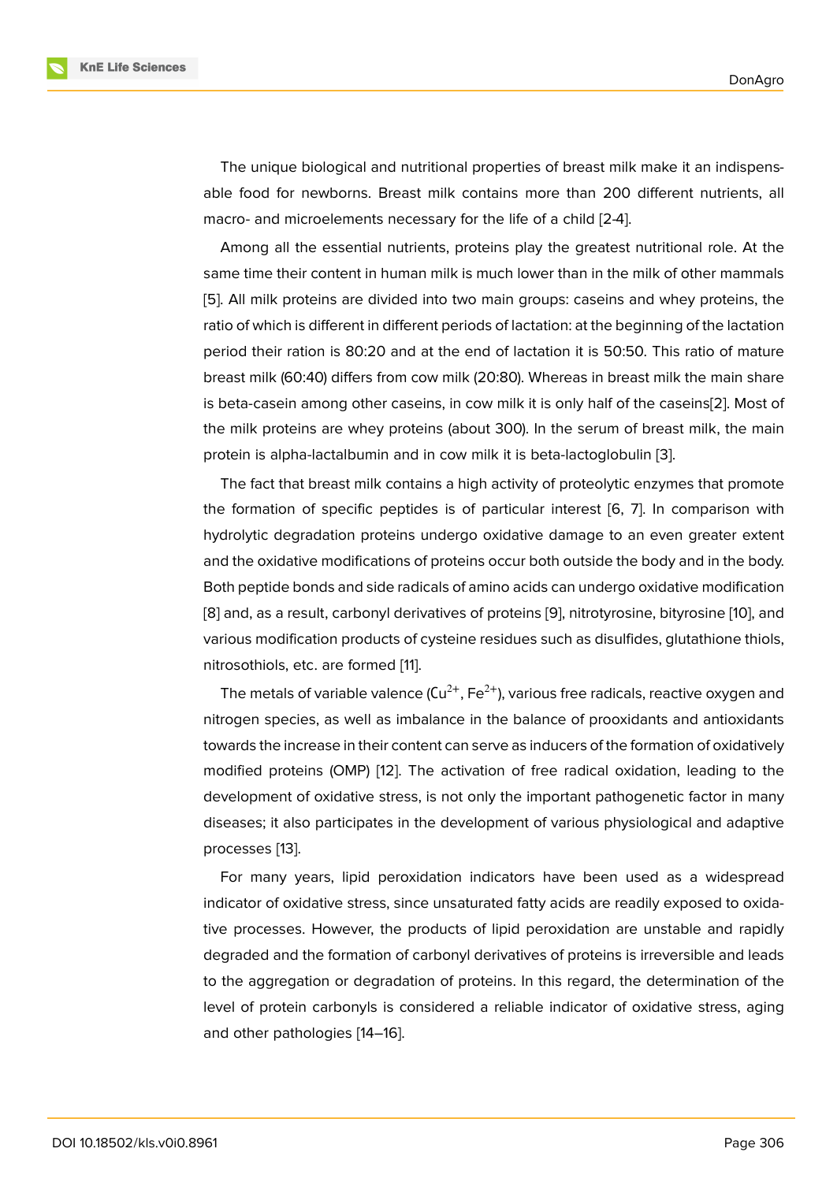The unique biological and nutritional properties of breast milk make it an indispensable food for newborns. Breast milk contains more than 200 different nutrients, all macro- and microelements necessary for the life of a child [2-4].

Among all the essential nutrients, proteins play the greatest nutritional role. At the same time their content in human milk is much lower than in the milk of other mammals [5]. All milk proteins are divided into two main groups: caseins and whey proteins, the ratio of which is different in different periods of lactation: at the beginning of the lactation period their ration is 80:20 and at the end of lactation it is 50:50. This ratio of mature breast milk (60:40) differs from cow milk (20:80). Whereas in breast milk the main share is beta-casein among other caseins, in cow milk it is only half of the caseins[2]. Most of the milk proteins are whey proteins (about 300). In the serum of breast milk, the main protein is alpha-lactalbumin and in cow milk it is beta-lactoglobulin [3].

The fact that breast milk contains a high activity of proteolytic enzymes that promote the formation of specific peptides is of particular interest [6, 7]. In comparison with hydrolytic degradation proteins undergo oxidative damage to an even greater extent and the oxidative modifications of proteins occur both outside the body and in the body. Both peptide bonds and side radicals of amino acids can undergo oxidative modification [8] and, as a result, carbonyl derivatives of proteins [9], nitrotyrosine, bityrosine [10], and various modification products of cysteine residues such as disulfides, glutathione thiols, nitrosothiols, etc. are formed [11].

The metals of variable valence ($Cu^{2+}$, $Fe^{2+}$), various free radicals, reactive oxygen and nitrogen species, as well as imbalance in the balance of prooxidants and antioxidants towards the increase in their content can serve as inducers of the formation of oxidatively modified proteins (OMP) [12]. The activation of free radical oxidation, leading to the development of oxidative stress, is not only the important pathogenetic factor in many diseases; it also participates in the development of various physiological and adaptive processes [13].

For many years, lipid peroxidation indicators have been used as a widespread indicator of oxidative stress, since unsaturated fatty acids are readily exposed to oxidative processes. However, the products of lipid peroxidation are unstable and rapidly degraded and the formation of carbonyl derivatives of proteins is irreversible and leads to the aggregation or degradation of proteins. In this regard, the determination of the level of protein carbonyls is considered a reliable indicator of oxidative stress, aging and other pathologies [14–16].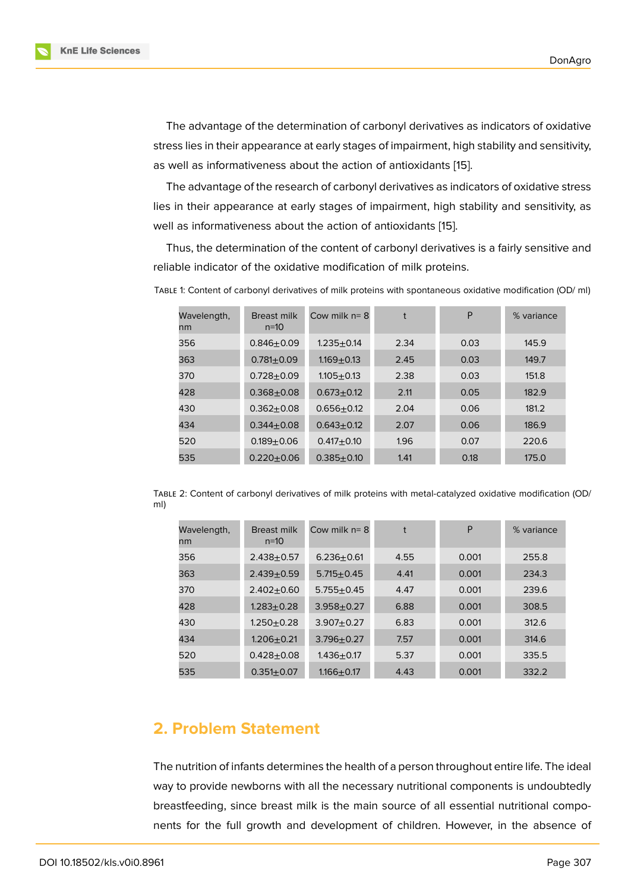The advantage of the determination of carbonyl derivatives as indicators of oxidative stress lies in their appearance at early stages of impairment, high stability and sensitivity, as well as informativeness about the action of antioxidants [15].

The advantage of the research of carbonyl derivatives as indicators of oxidative stress lies in their appearance at early stages of impairment, high stability and sensitivity, as well as informativeness about the action of antioxidants [15].

Thus, the determination of the content of carbonyl derivatives is a fairly sensitive and reliable indicator of the oxidative modification of milk proteins.

TABLE 1: Content of carbonyl derivatives of milk proteins with spontaneous oxidative modification (OD/ ml)

| Wavelength, nm | Breast milk n=10 | Cow milk n= 8 | t | P | % variance |
|---|---|---|---|---|---|
| 356 | 0.846±0.09 | 1.235±0.14 | 2.34 | 0.03 | 145.9 |
| 363 | 0.781±0.09 | 1.169±0.13 | 2.45 | 0.03 | 149.7 |
| 370 | 0.728±0.09 | 1.105±0.13 | 2.38 | 0.03 | 151.8 |
| 428 | 0.368±0.08 | 0.673±0.12 | 2.11 | 0.05 | 182.9 |
| 430 | 0.362±0.08 | 0.656±0.12 | 2.04 | 0.06 | 181.2 |
| 434 | 0.344±0.08 | 0.643±0.12 | 2.07 | 0.06 | 186.9 |
| 520 | 0.189±0.06 | 0.417±0.10 | 1.96 | 0.07 | 220.6 |
| 535 | 0.220±0.06 | 0.385±0.10 | 1.41 | 0.18 | 175.0 |

TABLE 2: Content of carbonyl derivatives of milk proteins with metal-catalyzed oxidative modification (OD/ ml)

| Wavelength, nm | Breast milk n=10 | Cow milk n= 8 | t | P | % variance |
|---|---|---|---|---|---|
| 356 | 2.438±0.57 | 6.236±0.61 | 4.55 | 0.001 | 255.8 |
| 363 | 2.439±0.59 | 5.715±0.45 | 4.41 | 0.001 | 234.3 |
| 370 | 2.402±0.60 | 5.755±0.45 | 4.47 | 0.001 | 239.6 |
| 428 | 1.283±0.28 | 3.958±0.27 | 6.88 | 0.001 | 308.5 |
| 430 | 1.250±0.28 | 3.907±0.27 | 6.83 | 0.001 | 312.6 |
| 434 | 1.206±0.21 | 3.796±0.27 | 7.57 | 0.001 | 314.6 |
| 520 | 0.428±0.08 | 1.436±0.17 | 5.37 | 0.001 | 335.5 |
| 535 | 0.351±0.07 | 1.166±0.17 | 4.43 | 0.001 | 332.2 |

## 2. Problem Statement

The nutrition of infants determines the health of a person throughout entire life. The ideal way to provide newborns with all the necessary nutritional components is undoubtedly breastfeeding, since breast milk is the main source of all essential nutritional components for the full growth and development of children. However, in the absence of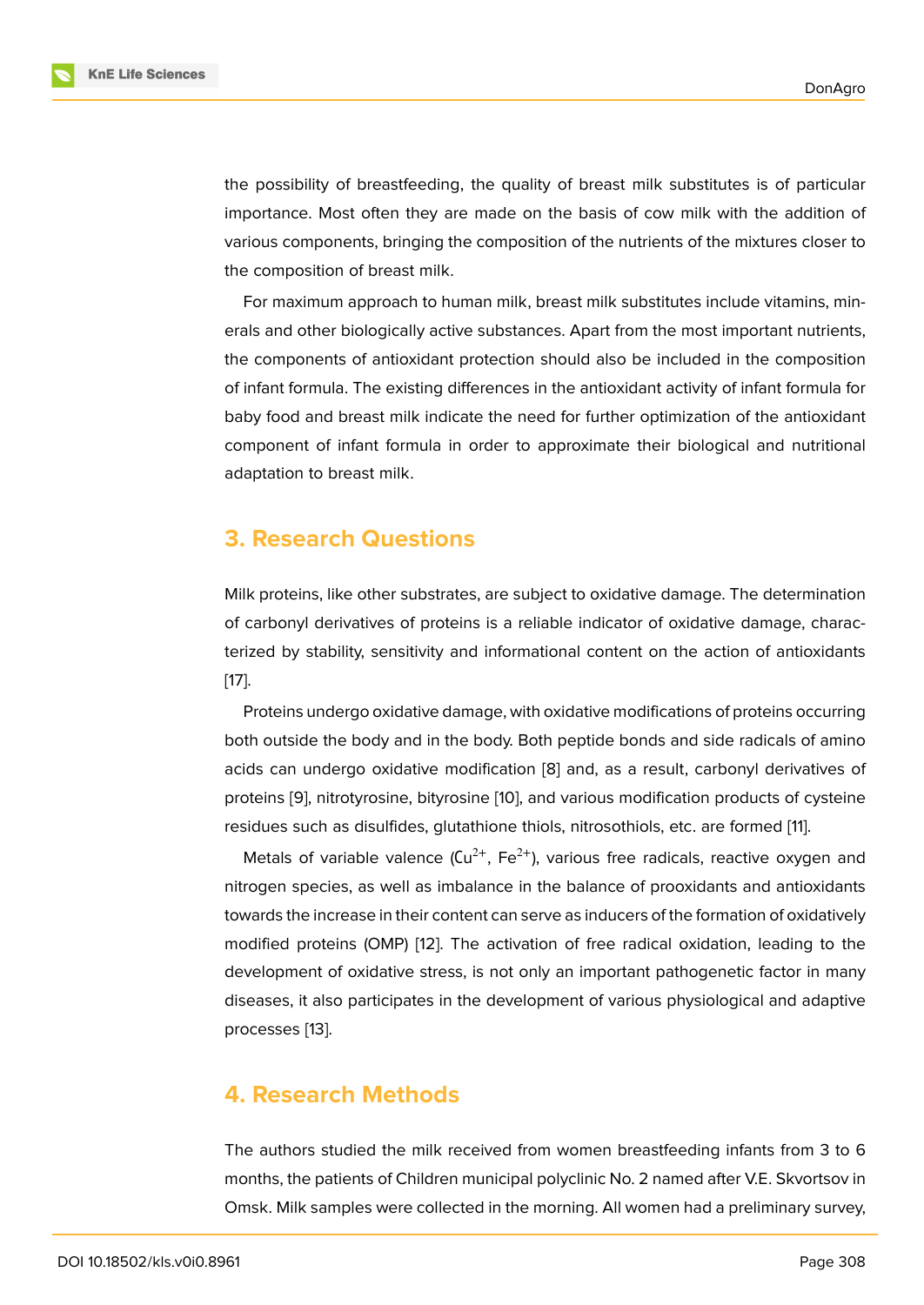the possibility of breastfeeding, the quality of breast milk substitutes is of particular importance. Most often they are made on the basis of cow milk with the addition of various components, bringing the composition of the nutrients of the mixtures closer to the composition of breast milk.

For maximum approach to human milk, breast milk substitutes include vitamins, minerals and other biologically active substances. Apart from the most important nutrients, the components of antioxidant protection should also be included in the composition of infant formula. The existing differences in the antioxidant activity of infant formula for baby food and breast milk indicate the need for further optimization of the antioxidant component of infant formula in order to approximate their biological and nutritional adaptation to breast milk.

## 3. Research Questions

Milk proteins, like other substrates, are subject to oxidative damage. The determination of carbonyl derivatives of proteins is a reliable indicator of oxidative damage, characterized by stability, sensitivity and informational content on the action of antioxidants [17].

Proteins undergo oxidative damage, with oxidative modifications of proteins occurring both outside the body and in the body. Both peptide bonds and side radicals of amino acids can undergo oxidative modification [8] and, as a result, carbonyl derivatives of proteins [9], nitrotyrosine, bityrosine [10], and various modification products of cysteine residues such as disulfides, glutathione thiols, nitrosothiols, etc. are formed [11].

Metals of variable valence ($Cu^{2+}$, $Fe^{2+}$), various free radicals, reactive oxygen and nitrogen species, as well as imbalance in the balance of prooxidants and antioxidants towards the increase in their content can serve as inducers of the formation of oxidatively modified proteins (OMP) [12]. The activation of free radical oxidation, leading to the development of oxidative stress, is not only an important pathogenetic factor in many diseases, it also participates in the development of various physiological and adaptive processes [13].

## 4. Research Methods

The authors studied the milk received from women breastfeeding infants from 3 to 6 months, the patients of Children municipal polyclinic No. 2 named after V.E. Skvortsov in Omsk. Milk samples were collected in the morning. All women had a preliminary survey,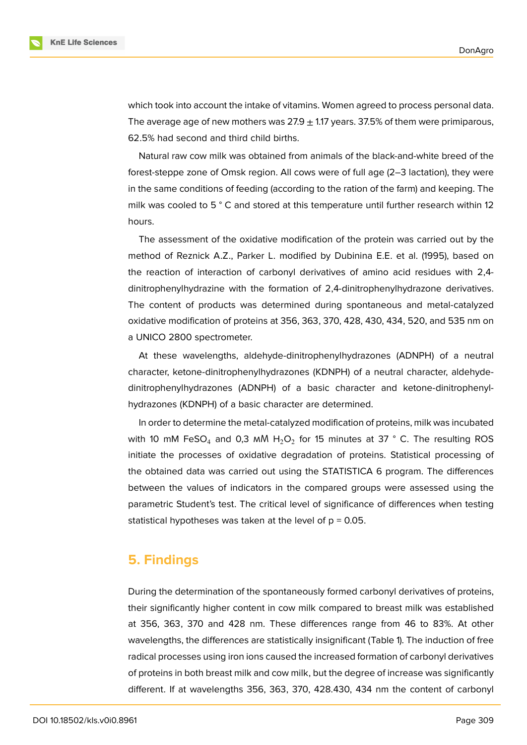which took into account the intake of vitamins. Women agreed to process personal data. The average age of new mothers was 27.9 ± 1.17 years. 37.5% of them were primiparous, 62.5% had second and third child births.

Natural raw cow milk was obtained from animals of the black-and-white breed of the forest-steppe zone of Omsk region. All cows were of full age (2–3 lactation), they were in the same conditions of feeding (according to the ration of the farm) and keeping. The milk was cooled to 5 ° C and stored at this temperature until further research within 12 hours.

The assessment of the oxidative modification of the protein was carried out by the method of Reznick A.Z., Parker L. modified by Dubinina E.E. et al. (1995), based on the reaction of interaction of carbonyl derivatives of amino acid residues with 2,4-dinitrophenylhydrazine with the formation of 2,4-dinitrophenylhydrazone derivatives. The content of products was determined during spontaneous and metal-catalyzed oxidative modification of proteins at 356, 363, 370, 428, 430, 434, 520, and 535 nm on a UNICO 2800 spectrometer.

At these wavelengths, aldehyde-dinitrophenylhydrazones (ADNPH) of a neutral character, ketone-dinitrophenylhydrazones (KDNPH) of a neutral character, aldehyde-dinitrophenylhydrazones (ADNPH) of a basic character and ketone-dinitrophenyl-hydrazones (KDNPH) of a basic character are determined.

In order to determine the metal-catalyzed modification of proteins, milk was incubated with 10 mM $FeSO_4$ and 0,3 мМ $H_2O_2$ for 15 minutes at 37 ° C. The resulting ROS initiate the processes of oxidative degradation of proteins. Statistical processing of the obtained data was carried out using the STATISTICA 6 program. The differences between the values of indicators in the compared groups were assessed using the parametric Student's test. The critical level of significance of differences when testing statistical hypotheses was taken at the level of $p = 0.05$.

## 5. Findings

During the determination of the spontaneously formed carbonyl derivatives of proteins, their significantly higher content in cow milk compared to breast milk was established at 356, 363, 370 and 428 nm. These differences range from 46 to 83%. At other wavelengths, the differences are statistically insignificant (Table 1). The induction of free radical processes using iron ions caused the increased formation of carbonyl derivatives of proteins in both breast milk and cow milk, but the degree of increase was significantly different. If at wavelengths 356, 363, 370, 428.430, 434 nm the content of carbonyl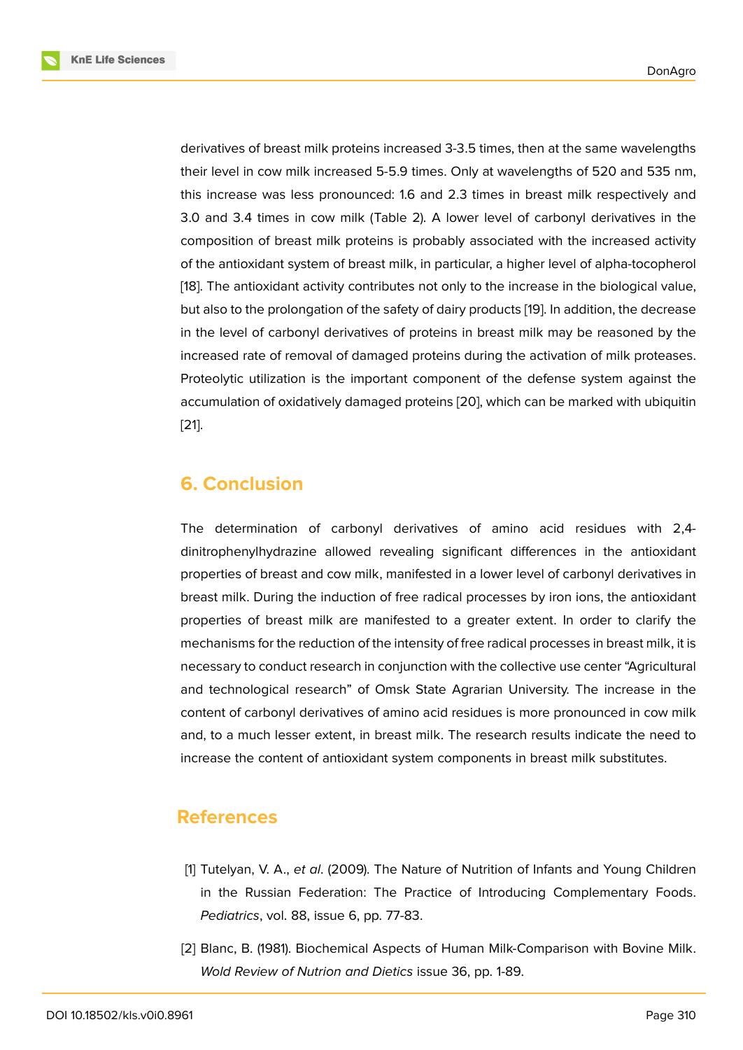derivatives of breast milk proteins increased 3-3.5 times, then at the same wavelengths their level in cow milk increased 5-5.9 times. Only at wavelengths of 520 and 535 nm, this increase was less pronounced: 1.6 and 2.3 times in breast milk respectively and 3.0 and 3.4 times in cow milk (Table 2). A lower level of carbonyl derivatives in the composition of breast milk proteins is probably associated with the increased activity of the antioxidant system of breast milk, in particular, a higher level of alpha-tocopherol [18]. The antioxidant activity contributes not only to the increase in the biological value, but also to the prolongation of the safety of dairy products [19]. In addition, the decrease in the level of carbonyl derivatives of proteins in breast milk may be reasoned by the increased rate of removal of damaged proteins during the activation of milk proteases. Proteolytic utilization is the important component of the defense system against the accumulation of oxidatively damaged proteins [20], which can be marked with ubiquitin [21].

## 6. Conclusion

The determination of carbonyl derivatives of amino acid residues with 2,4-dinitrophenylhydrazine allowed revealing significant differences in the antioxidant properties of breast and cow milk, manifested in a lower level of carbonyl derivatives in breast milk. During the induction of free radical processes by iron ions, the antioxidant properties of breast milk are manifested to a greater extent. In order to clarify the mechanisms for the reduction of the intensity of free radical processes in breast milk, it is necessary to conduct research in conjunction with the collective use center "Agricultural and technological research" of Omsk State Agrarian University. The increase in the content of carbonyl derivatives of amino acid residues is more pronounced in cow milk and, to a much lesser extent, in breast milk. The research results indicate the need to increase the content of antioxidant system components in breast milk substitutes.

## References

[1] Tutelyan, V. A., *et al*. (2009). The Nature of Nutrition of Infants and Young Children in the Russian Federation: The Practice of Introducing Complementary Foods. *Pediatrics*, vol. 88, issue 6, pp. 77-83.

[2] Blanc, B. (1981). Biochemical Aspects of Human Milk-Comparison with Bovine Milk. *Wold Review of Nutrion and Dietics* issue 36, pp. 1-89.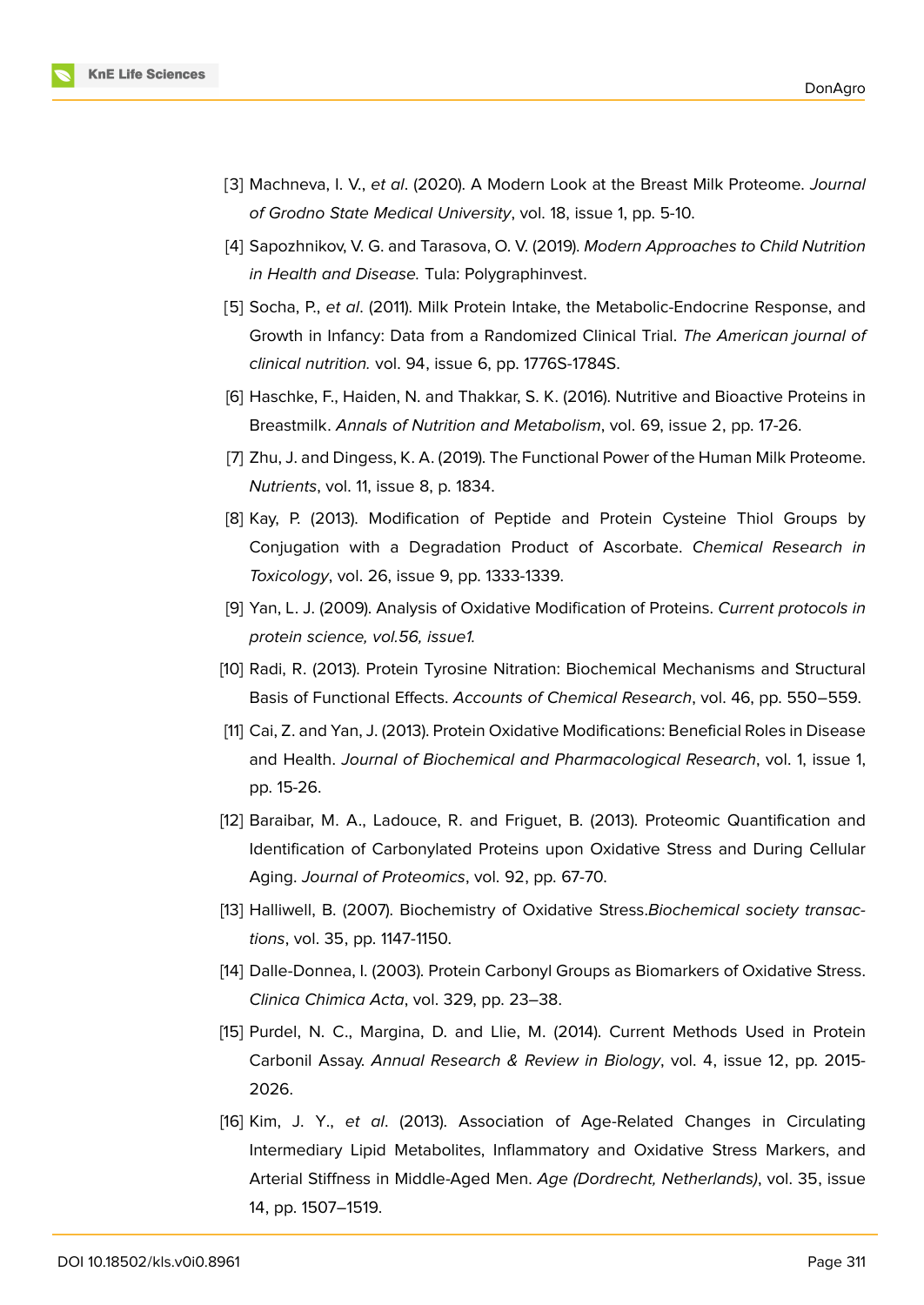[3] Machneva, I. V., *et al*. (2020). A Modern Look at the Breast Milk Proteome. *Journal of Grodno State Medical University*, vol. 18, issue 1, pp. 5-10.

[4] Sapozhnikov, V. G. and Tarasova, O. V. (2019). *Modern Approaches to Child Nutrition in Health and Disease.* Tula: Polygraphinvest.

[5] Socha, P., *et al*. (2011). Milk Protein Intake, the Metabolic-Endocrine Response, and Growth in Infancy: Data from a Randomized Clinical Trial. *The American journal of clinical nutrition.* vol. 94, issue 6, pp. 1776S-1784S.

[6] Haschke, F., Haiden, N. and Thakkar, S. K. (2016). Nutritive and Bioactive Proteins in Breastmilk. *Annals of Nutrition and Metabolism*, vol. 69, issue 2, pp. 17-26.

[7] Zhu, J. and Dingess, K. A. (2019). The Functional Power of the Human Milk Proteome. *Nutrients*, vol. 11, issue 8, p. 1834.

[8] Kay, P. (2013). Modification of Peptide and Protein Cysteine Thiol Groups by Conjugation with a Degradation Product of Ascorbate. *Chemical Research in Toxicology*, vol. 26, issue 9, pp. 1333-1339.

[9] Yan, L. J. (2009). Analysis of Oxidative Modification of Proteins. *Current protocols in protein science, vol.56, issue1.*

[10] Radi, R. (2013). Protein Tyrosine Nitration: Biochemical Mechanisms and Structural Basis of Functional Effects. *Accounts of Chemical Research*, vol. 46, pp. 550–559.

[11] Cai, Z. and Yan, J. (2013). Protein Oxidative Modifications: Beneficial Roles in Disease and Health. *Journal of Biochemical and Pharmacological Research*, vol. 1, issue 1, pp. 15-26.

[12] Baraibar, M. A., Ladouce, R. and Friguet, B. (2013). Proteomic Quantification and Identification of Carbonylated Proteins upon Oxidative Stress and During Cellular Aging. *Journal of Proteomics*, vol. 92, pp. 67-70.

[13] Halliwell, B. (2007). Biochemistry of Oxidative Stress.*Biochemical society transactions*, vol. 35, pp. 1147-1150.

[14] Dalle-Donnea, I. (2003). Protein Carbonyl Groups as Biomarkers of Oxidative Stress. *Clinica Chimica Acta*, vol. 329, pp. 23–38.

[15] Purdel, N. C., Margina, D. and Llie, M. (2014). Current Methods Used in Protein Carbonil Assay. *Annual Research & Review in Biology*, vol. 4, issue 12, pp. 2015-2026.

[16] Kim, J. Y., *et al*. (2013). Association of Age-Related Changes in Circulating Intermediary Lipid Metabolites, Inflammatory and Oxidative Stress Markers, and Arterial Stiffness in Middle-Aged Men. *Age (Dordrecht, Netherlands)*, vol. 35, issue 14, pp. 1507–1519.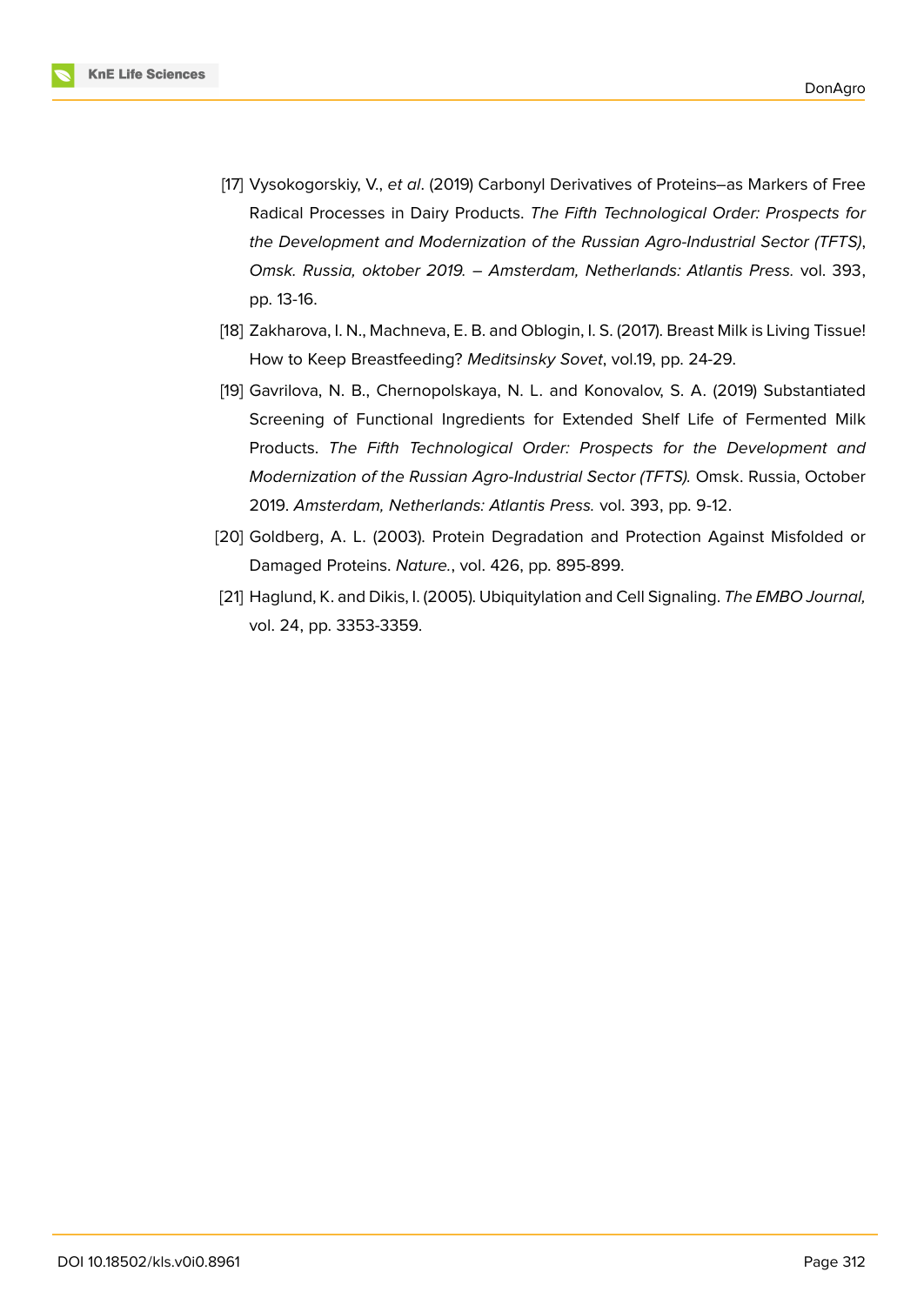[17] Vysokogorskiy, V., *et al*. (2019) Carbonyl Derivatives of Proteins–as Markers of Free Radical Processes in Dairy Products. *The Fifth Technological Order: Prospects for the Development and Modernization of the Russian Agro-Industrial Sector (TFTS), Omsk. Russia, oktober 2019. – Amsterdam, Netherlands: Atlantis Press.* vol. 393, pp. 13-16.

[18] Zakharova, I. N., Machneva, E. B. and Oblogin, I. S. (2017). Breast Milk is Living Tissue! How to Keep Breastfeeding? *Meditsinsky Sovet*, vol.19, pp. 24-29.

[19] Gavrilova, N. B., Chernopolskaya, N. L. and Konovalov, S. A. (2019) Substantiated Screening of Functional Ingredients for Extended Shelf Life of Fermented Milk Products. *The Fifth Technological Order: Prospects for the Development and Modernization of the Russian Agro-Industrial Sector (TFTS).* Omsk. Russia, October 2019. *Amsterdam, Netherlands: Atlantis Press.* vol. 393, pp. 9-12.

[20] Goldberg, A. L. (2003). Protein Degradation and Protection Against Misfolded or Damaged Proteins. *Nature.*, vol. 426, pp. 895-899.

[21] Haglund, K. and Dikis, I. (2005). Ubiquitylation and Cell Signaling. *The EMBO Journal,* vol. 24, pp. 3353-3359.